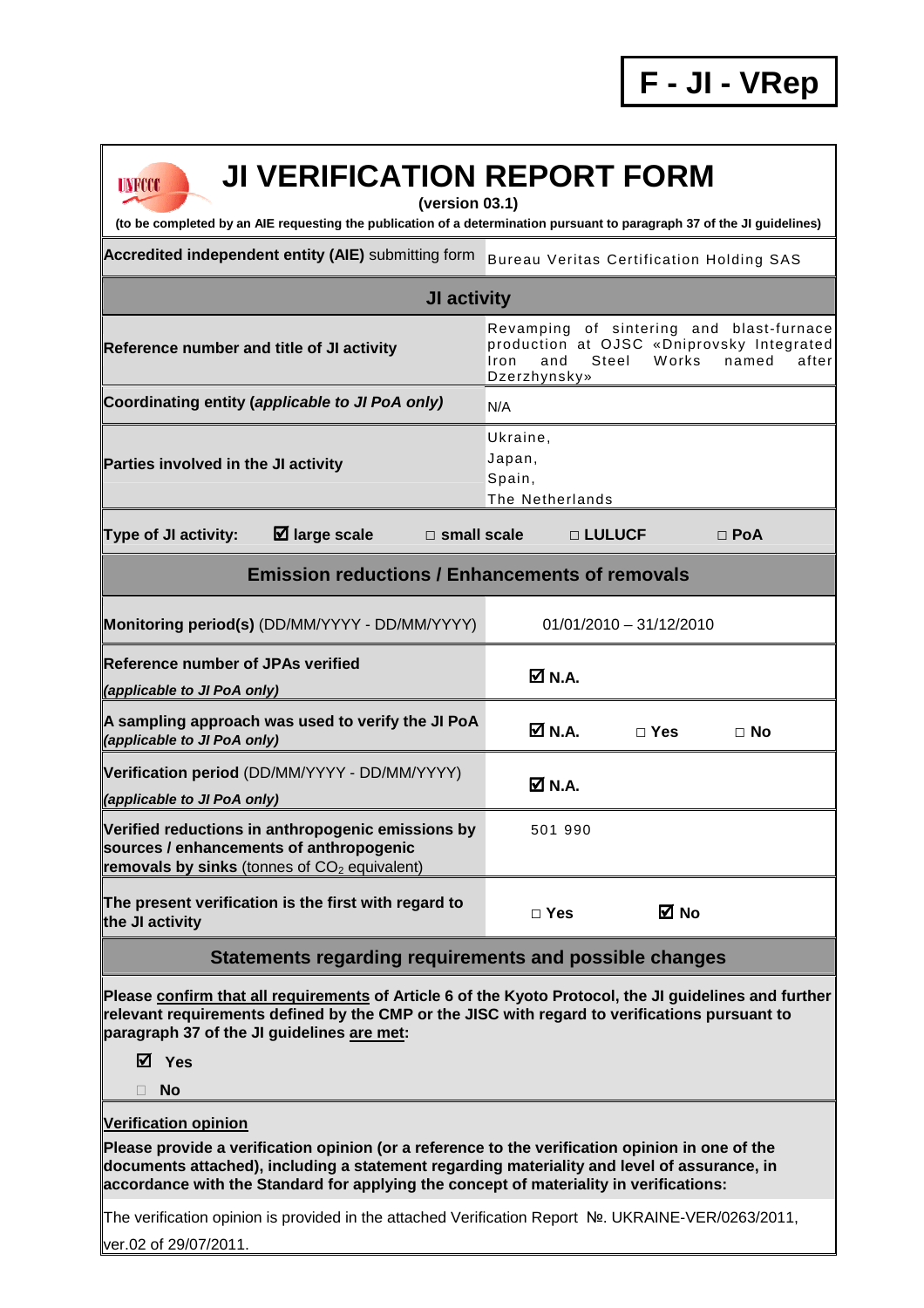**F - JI - VRep**

# JI VERIFICATION REPORT FORM

**(version 03.1)**

**(to be completed by an AIE requesting the publication of a determination pursuant to paragraph 37 of the JI guidelines)**

| | |
|---|---|
| **Accredited independent entity (AIE)** submitting form | Bureau Veritas Certification Holding SAS |

## JI activity

| | |
|---|---|
| **Reference number and title of JI activity** | Revamping of sintering and blast-furnace production at OJSC «Dniprovsky Integrated Iron and Steel Works named after Dzerzhynsky» |
| **Coordinating entity (*applicable to JI PoA only*)** | N/A |
| **Parties involved in the JI activity** | Ukraine,<br>Japan,<br>Spain,<br>The Netherlands |

**Type of JI activity:** ☑ **large scale** □ **small scale** □ **LULUCF** □ **PoA**

## Emission reductions / Enhancements of removals

| | |
|---|---|
| **Monitoring period(s)** (DD/MM/YYYY - DD/MM/YYYY) | 01/01/2010 – 31/12/2010 |
| **Reference number of JPAs verified**<br>***(applicable to JI PoA only)*** | ☑ **N.A.** |
| **A sampling approach was used to verify the JI PoA *(applicable to JI PoA only)*** | ☑ **N.A.** □ **Yes** □ **No** |
| **Verification period** (DD/MM/YYYY - DD/MM/YYYY)<br>***(applicable to JI PoA only)*** | ☑ **N.A.** |
| **Verified reductions in anthropogenic emissions by sources / enhancements of anthropogenic removals by sinks** (tonnes of $CO_2$ equivalent) | 501 990 |
| **The present verification is the first with regard to the JI activity** | □ **Yes** ☑ **No** |

## Statements regarding requirements and possible changes

**Please confirm that all requirements of Article 6 of the Kyoto Protocol, the JI guidelines and further relevant requirements defined by the CMP or the JISC with regard to verifications pursuant to paragraph 37 of the JI guidelines are met:**

☑ **Yes**

□ **No**

**Verification opinion**

**Please provide a verification opinion (or a reference to the verification opinion in one of the documents attached), including a statement regarding materiality and level of assurance, in accordance with the Standard for applying the concept of materiality in verifications:**

The verification opinion is provided in the attached Verification Report №. UKRAINE-VER/0263/2011, ver.02 of 29/07/2011.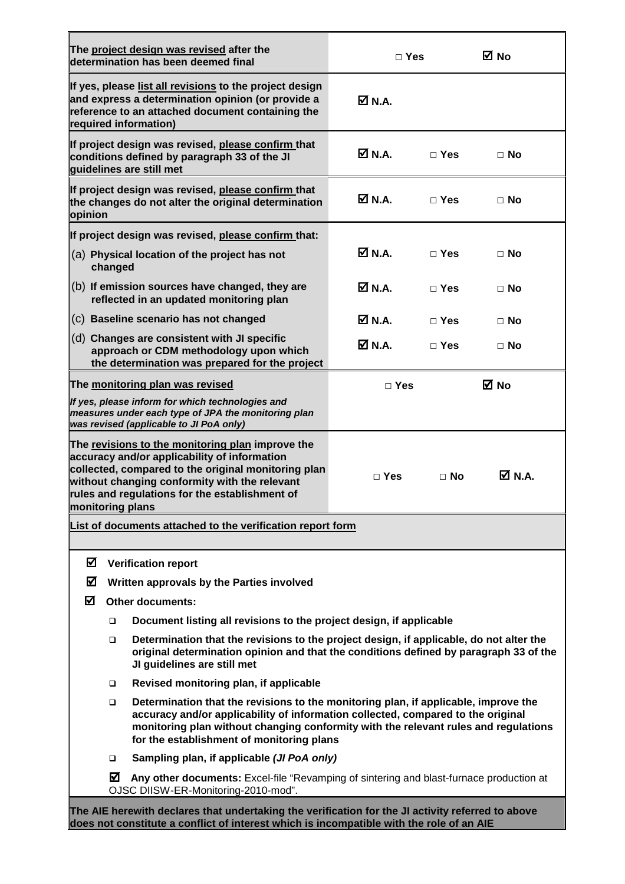| | | | |
|---|---|---|---|
| **The project design was revised after the determination has been deemed final** | □ **Yes** | | ☑ **No** |
| **If yes, please list all revisions to the project design and express a determination opinion (or provide a reference to an attached document containing the required information)** | ☑ **N.A.** | | |
| **If project design was revised, please confirm that conditions defined by paragraph 33 of the JI guidelines are still met** | ☑ **N.A.** | □ **Yes** | □ **No** |
| **If project design was revised, please confirm that the changes do not alter the original determination opinion** | ☑ **N.A.** | □ **Yes** | □ **No** |
| **If project design was revised, please confirm that:** | | | |
| (a) **Physical location of the project has not changed** | ☑ **N.A.** | □ **Yes** | □ **No** |
| (b) **If emission sources have changed, they are reflected in an updated monitoring plan** | ☑ **N.A.** | □ **Yes** | □ **No** |
| (c) **Baseline scenario has not changed** | ☑ **N.A.** | □ **Yes** | □ **No** |
| (d) **Changes are consistent with JI specific approach or CDM methodology upon which the determination was prepared for the project** | ☑ **N.A.** | □ **Yes** | □ **No** |
| **The monitoring plan was revised** *If yes, please inform for which technologies and measures under each type of JPA the monitoring plan was revised (applicable to JI PoA only)* | □ **Yes** | | ☑ **No** |
| **The revisions to the monitoring plan improve the accuracy and/or applicability of information collected, compared to the original monitoring plan without changing conformity with the relevant rules and regulations for the establishment of monitoring plans** | □ **Yes** | □ **No** | ☑ **N.A.** |

**List of documents attached to the verification report form**

- ☑ **Verification report**
- ☑ **Written approvals by the Parties involved**
- ☑ **Other documents:**
  - ❑ **Document listing all revisions to the project design, if applicable**
  - ❑ **Determination that the revisions to the project design, if applicable, do not alter the original determination opinion and that the conditions defined by paragraph 33 of the JI guidelines are still met**
  - ❑ **Revised monitoring plan, if applicable**
  - ❑ **Determination that the revisions to the monitoring plan, if applicable, improve the accuracy and/or applicability of information collected, compared to the original monitoring plan without changing conformity with the relevant rules and regulations for the establishment of monitoring plans**
  - ❑ **Sampling plan, if applicable *(JI PoA only)***
  - ☑ **Any other documents:** Excel-file "Revamping of sintering and blast-furnace production at OJSC DIISW-ER-Monitoring-2010-mod".

**The AIE herewith declares that undertaking the verification for the JI activity referred to above does not constitute a conflict of interest which is incompatible with the role of an AIE**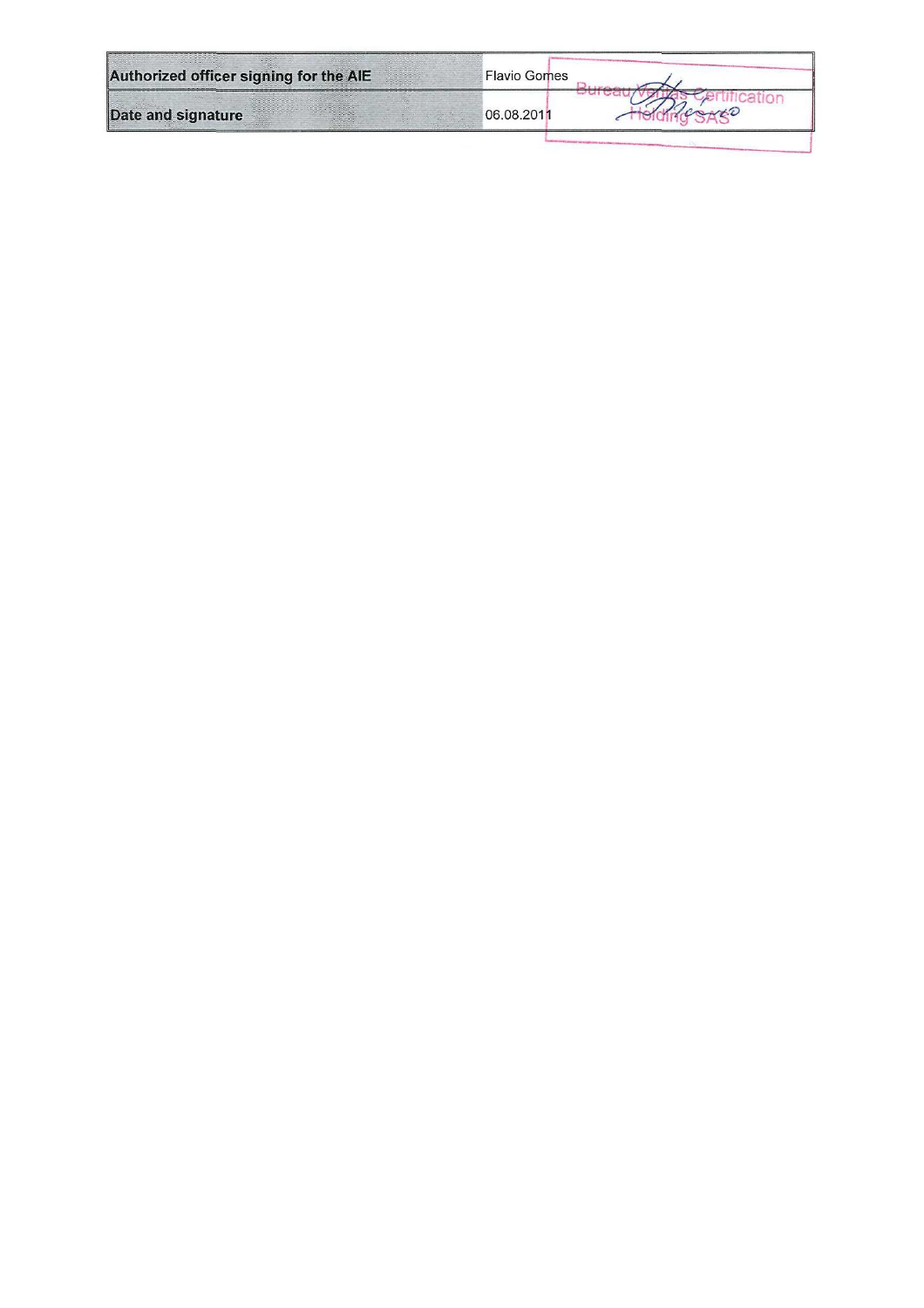| | |
|---|---|
| **Authorized officer signing for the AIE** | Flavio Gomes |
| **Date and signature** | 06.08.2011 |

Bureau Veritas Certification Holding SAS